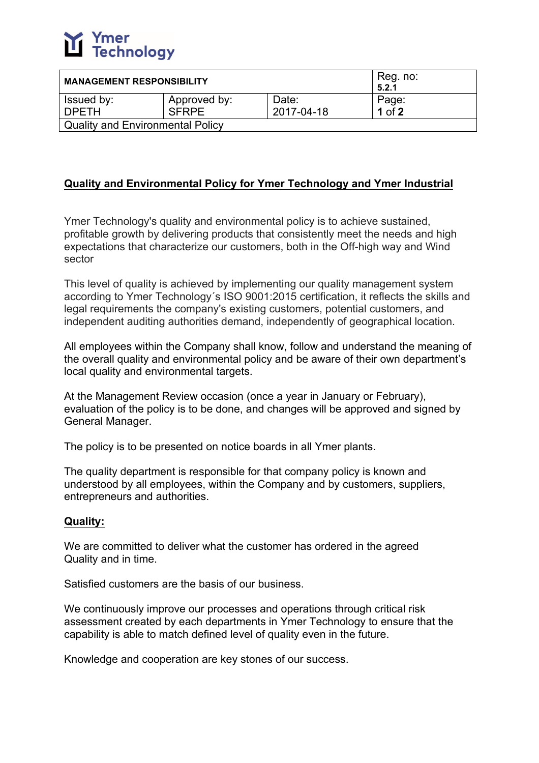| MANAGEMENT RESPONSIBILITY | | | Reg. no: **5.2.1** |
|---|---|---|---|
| Issued by: DPETH | Approved by: SFRPE | Date: 2017-04-18 | Page: **1** of **2** |
| Quality and Environmental Policy | | | |

## Quality and Environmental Policy for Ymer Technology and Ymer Industrial

Ymer Technology's quality and environmental policy is to achieve sustained, profitable growth by delivering products that consistently meet the needs and high expectations that characterize our customers, both in the Off-high way and Wind sector

This level of quality is achieved by implementing our quality management system according to Ymer Technology´s ISO 9001:2015 certification, it reflects the skills and legal requirements the company's existing customers, potential customers, and independent auditing authorities demand, independently of geographical location.

All employees within the Company shall know, follow and understand the meaning of the overall quality and environmental policy and be aware of their own department's local quality and environmental targets.

At the Management Review occasion (once a year in January or February), evaluation of the policy is to be done, and changes will be approved and signed by General Manager.

The policy is to be presented on notice boards in all Ymer plants.

The quality department is responsible for that company policy is known and understood by all employees, within the Company and by customers, suppliers, entrepreneurs and authorities.

### Quality:

We are committed to deliver what the customer has ordered in the agreed Quality and in time.

Satisfied customers are the basis of our business.

We continuously improve our processes and operations through critical risk assessment created by each departments in Ymer Technology to ensure that the capability is able to match defined level of quality even in the future.

Knowledge and cooperation are key stones of our success.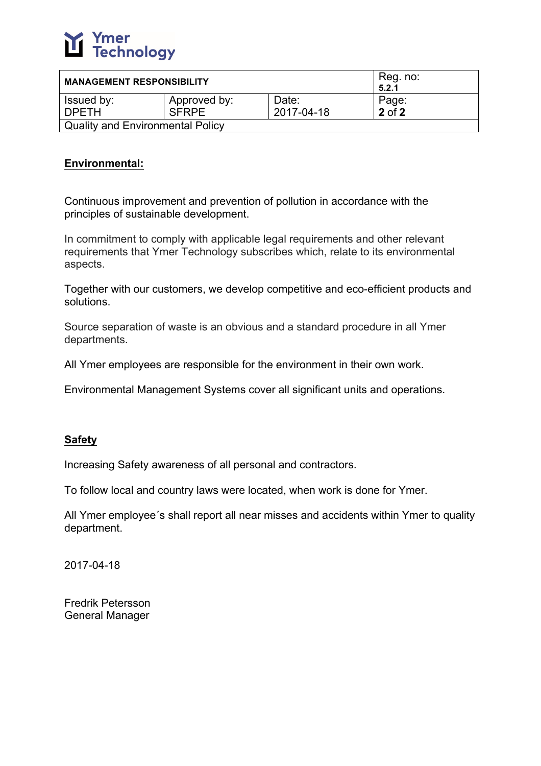| MANAGEMENT RESPONSIBILITY | | | Reg. no: 5.2.1 |
|---|---|---|---|
| Issued by: DPETH | Approved by: SFRPE | Date: 2017-04-18 | Page: **2** of **2** |
| Quality and Environmental Policy | | | |

## Environmental:

Continuous improvement and prevention of pollution in accordance with the principles of sustainable development.

In commitment to comply with applicable legal requirements and other relevant requirements that Ymer Technology subscribes which, relate to its environmental aspects.

Together with our customers, we develop competitive and eco-efficient products and solutions.

Source separation of waste is an obvious and a standard procedure in all Ymer departments.

All Ymer employees are responsible for the environment in their own work.

Environmental Management Systems cover all significant units and operations.

## Safety

Increasing Safety awareness of all personal and contractors.

To follow local and country laws were located, when work is done for Ymer.

All Ymer employee´s shall report all near misses and accidents within Ymer to quality department.

2017-04-18

Fredrik Petersson
General Manager